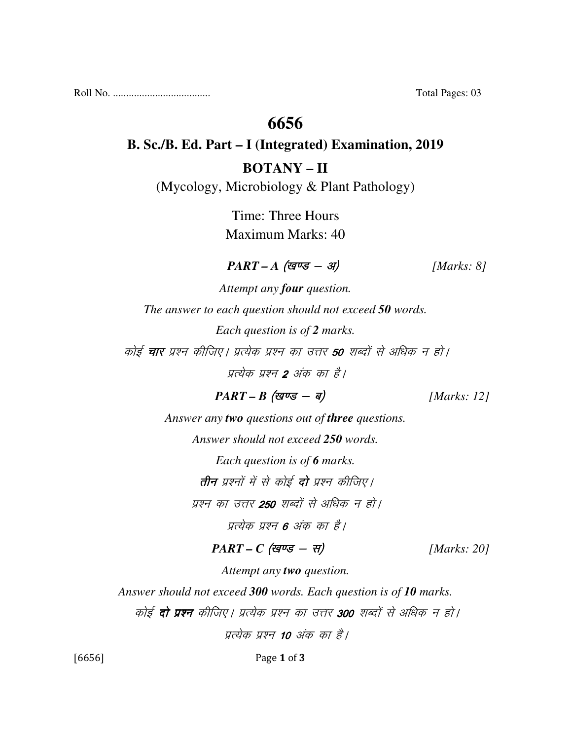Roll No. .................................... Total Pages: 03

# 6656

## B. Sc./B. Ed. Part – I (Integrated) Examination, 2019

## BOTANY – II

(Mycology, Microbiology & Plant Pathology)

Time: Three Hours

Maximum Marks: 40

***PART – A (खण्ड – अ)*** *[Marks: 8]*

*Attempt any **four** question.*

*The answer to each question should not exceed **50** words.*

*Each question is of **2** marks.*

*कोई **चार** प्रश्न कीजिए। प्रत्येक प्रश्न का उत्तर **50** शब्दों से अधिक न हो।*

*प्रत्येक प्रश्न **2** अंक का है।*

***PART – B (खण्ड – ब)*** *[Marks: 12]*

*Answer any **two** questions out of **three** questions.*

*Answer should not exceed **250** words.*

*Each question is of **6** marks.*

***तीन** प्रश्नों में से कोई **दो** प्रश्न कीजिए।*

*प्रश्न का उत्तर **250** शब्दों से अधिक न हो।*

*प्रत्येक प्रश्न **6** अंक का है।*

***PART – C (खण्ड – स)*** *[Marks: 20]*

*Attempt any **two** question.*

*Answer should not exceed **300** words. Each question is of **10** marks.*

*कोई **दो प्रश्न** कीजिए। प्रत्येक प्रश्न का उत्तर **300** शब्दों से अधिक न हो।*

*प्रत्येक प्रश्न **10** अंक का है।*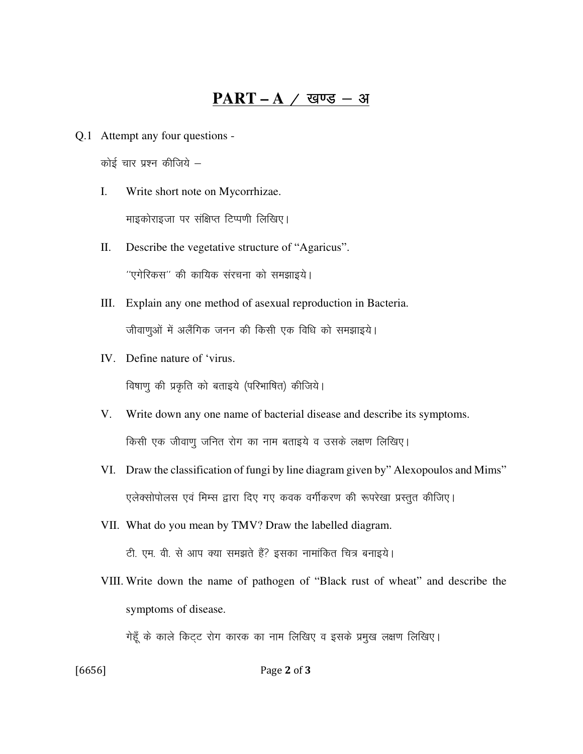## PART – A / खण्ड – अ

Q.1 Attempt any four questions -

कोई चार प्रश्न कीजिये –

I. Write short note on Mycorrhizae.

माइकोराइजा पर संक्षिप्त टिप्पणी लिखिए।

II. Describe the vegetative structure of "Agaricus".

''एगेरिकस'' की कायिक संरचना को समझाइये।

III. Explain any one method of asexual reproduction in Bacteria.

जीवाणुओं में अलैंगिक जनन की किसी एक विधि को समझाइये।

IV. Define nature of 'virus.

विषाणु की प्रकृति को बताइये (परिभाषित) कीजिये।

V. Write down any one name of bacterial disease and describe its symptoms.

किसी एक जीवाणु जनित रोग का नाम बताइये व उसके लक्षण लिखिए।

VI. Draw the classification of fungi by line diagram given by" Alexopoulos and Mims"

एलेक्सोपोलस एवं मिम्स द्वारा दिए गए कवक वर्गीकरण की रूपरेखा प्रस्तुत कीजिए।

VII. What do you mean by TMV? Draw the labelled diagram.

टी. एम. वी. से आप क्या समझते हैं? इसका नामांकित चित्र बनाइये।

VIII. Write down the name of pathogen of "Black rust of wheat" and describe the symptoms of disease.

गेहूँ के काले किट्ट रोग कारक का नाम लिखिए व इसके प्रमुख लक्षण लिखिए।

[6656]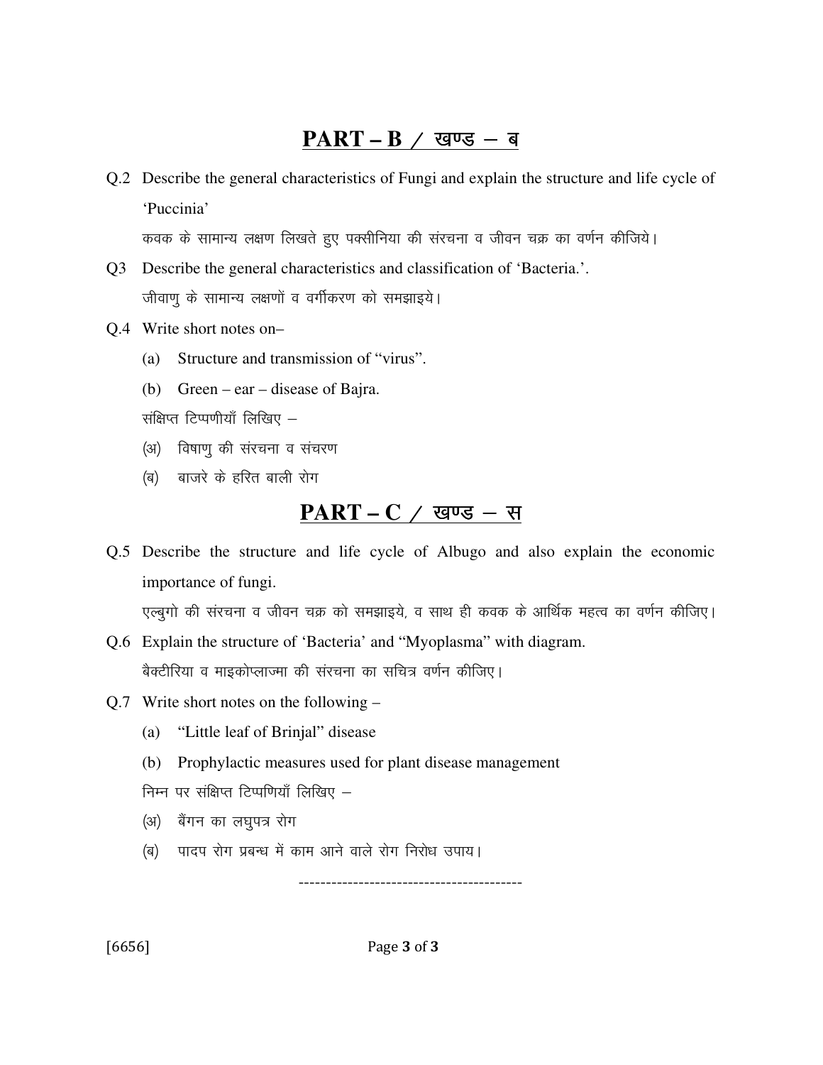## PART – B / खण्ड – ब

Q.2 Describe the general characteristics of Fungi and explain the structure and life cycle of 'Puccinia'

कवक के सामान्य लक्षण लिखते हुए पक्सीनिया की संरचना व जीवन चक्र का वर्णन कीजिये।

Q3 Describe the general characteristics and classification of 'Bacteria.'.

जीवाणु के सामान्य लक्षणों व वर्गीकरण को समझाइये।

Q.4 Write short notes on–

(a) Structure and transmission of "virus".

(b) Green – ear – disease of Bajra.

संक्षिप्त टिप्पणीयाँ लिखिए –

(अ) विषाणु की संरचना व संचरण

(ब) बाजरे के हरित बाली रोग

## PART – C / खण्ड – स

Q.5 Describe the structure and life cycle of Albugo and also explain the economic importance of fungi.

एल्बुगो की संरचना व जीवन चक्र को समझाइये, व साथ ही कवक के आर्थिक महत्व का वर्णन कीजिए।

Q.6 Explain the structure of 'Bacteria' and "Myoplasma" with diagram.

बैक्टीरिया व माइकोप्लाज्मा की संरचना का सचित्र वर्णन कीजिए।

Q.7 Write short notes on the following –

(a) "Little leaf of Brinjal" disease

(b) Prophylactic measures used for plant disease management

निम्न पर संक्षिप्त टिप्पणियाँ लिखिए –

(अ) बैंगन का लघुपत्र रोग

(ब) पादप रोग प्रबन्ध में काम आने वाले रोग निरोध उपाय।

-----------------------------------------

[6656]